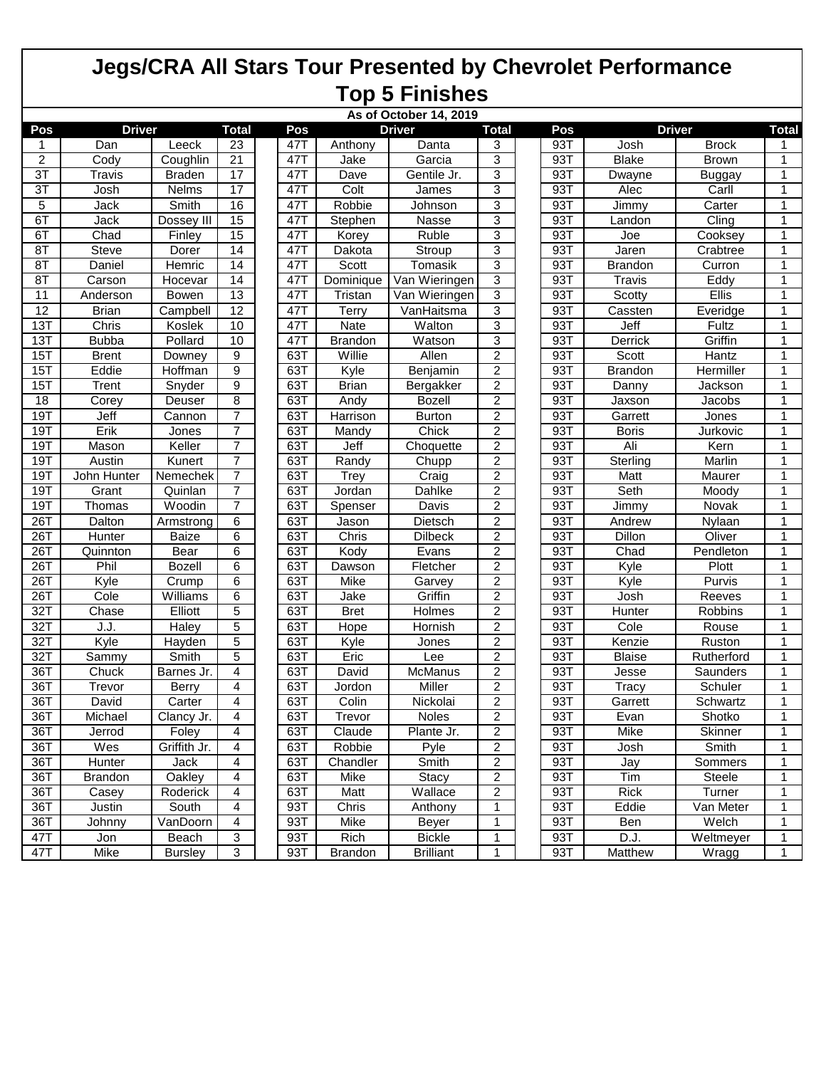# Jegs/CRA All Stars Tour Presented by Chevrolet Performance

## Top 5 Finishes

**As of October 14, 2019**

| Pos | Driver | | Total | | Pos | Driver | | Total | | Pos | Driver | | Total |
|---|---|---|---|---|---|---|---|---|---|---|---|---|---|
| 1 | Dan | Leeck | 23 | | 47T | Anthony | Danta | 3 | | 93T | Josh | Brock | 1 |
| 2 | Cody | Coughlin | 21 | | 47T | Jake | Garcia | 3 | | 93T | Blake | Brown | 1 |
| 3T | Travis | Braden | 17 | | 47T | Dave | Gentile Jr. | 3 | | 93T | Dwayne | Buggay | 1 |
| 3T | Josh | Nelms | 17 | | 47T | Colt | James | 3 | | 93T | Alec | Carll | 1 |
| 5 | Jack | Smith | 16 | | 47T | Robbie | Johnson | 3 | | 93T | Jimmy | Carter | 1 |
| 6T | Jack | Dossey III | 15 | | 47T | Stephen | Nasse | 3 | | 93T | Landon | Cling | 1 |
| 6T | Chad | Finley | 15 | | 47T | Korey | Ruble | 3 | | 93T | Joe | Cooksey | 1 |
| 8T | Steve | Dorer | 14 | | 47T | Dakota | Stroup | 3 | | 93T | Jaren | Crabtree | 1 |
| 8T | Daniel | Hemric | 14 | | 47T | Scott | Tomasik | 3 | | 93T | Brandon | Curron | 1 |
| 8T | Carson | Hocevar | 14 | | 47T | Dominique | Van Wieringen | 3 | | 93T | Travis | Eddy | 1 |
| 11 | Anderson | Bowen | 13 | | 47T | Tristan | Van Wieringen | 3 | | 93T | Scotty | Ellis | 1 |
| 12 | Brian | Campbell | 12 | | 47T | Terry | VanHaitsma | 3 | | 93T | Cassten | Everidge | 1 |
| 13T | Chris | Koslek | 10 | | 47T | Nate | Walton | 3 | | 93T | Jeff | Fultz | 1 |
| 13T | Bubba | Pollard | 10 | | 47T | Brandon | Watson | 3 | | 93T | Derrick | Griffin | 1 |
| 15T | Brent | Downey | 9 | | 63T | Willie | Allen | 2 | | 93T | Scott | Hantz | 1 |
| 15T | Eddie | Hoffman | 9 | | 63T | Kyle | Benjamin | 2 | | 93T | Brandon | Hermiller | 1 |
| 15T | Trent | Snyder | 9 | | 63T | Brian | Bergakker | 2 | | 93T | Danny | Jackson | 1 |
| 18 | Corey | Deuser | 8 | | 63T | Andy | Bozell | 2 | | 93T | Jaxson | Jacobs | 1 |
| 19T | Jeff | Cannon | 7 | | 63T | Harrison | Burton | 2 | | 93T | Garrett | Jones | 1 |
| 19T | Erik | Jones | 7 | | 63T | Mandy | Chick | 2 | | 93T | Boris | Jurkovic | 1 |
| 19T | Mason | Keller | 7 | | 63T | Jeff | Choquette | 2 | | 93T | Ali | Kern | 1 |
| 19T | Austin | Kunert | 7 | | 63T | Randy | Chupp | 2 | | 93T | Sterling | Marlin | 1 |
| 19T | John Hunter | Nemechek | 7 | | 63T | Trey | Craig | 2 | | 93T | Matt | Maurer | 1 |
| 19T | Grant | Quinlan | 7 | | 63T | Jordan | Dahlke | 2 | | 93T | Seth | Moody | 1 |
| 19T | Thomas | Woodin | 7 | | 63T | Spenser | Davis | 2 | | 93T | Jimmy | Novak | 1 |
| 26T | Dalton | Armstrong | 6 | | 63T | Jason | Dietsch | 2 | | 93T | Andrew | Nylaan | 1 |
| 26T | Hunter | Baize | 6 | | 63T | Chris | Dilbeck | 2 | | 93T | Dillon | Oliver | 1 |
| 26T | Quinnton | Bear | 6 | | 63T | Kody | Evans | 2 | | 93T | Chad | Pendleton | 1 |
| 26T | Phil | Bozell | 6 | | 63T | Dawson | Fletcher | 2 | | 93T | Kyle | Plott | 1 |
| 26T | Kyle | Crump | 6 | | 63T | Mike | Garvey | 2 | | 93T | Kyle | Purvis | 1 |
| 26T | Cole | Williams | 6 | | 63T | Jake | Griffin | 2 | | 93T | Josh | Reeves | 1 |
| 32T | Chase | Elliott | 5 | | 63T | Bret | Holmes | 2 | | 93T | Hunter | Robbins | 1 |
| 32T | J.J. | Haley | 5 | | 63T | Hope | Hornish | 2 | | 93T | Cole | Rouse | 1 |
| 32T | Kyle | Hayden | 5 | | 63T | Kyle | Jones | 2 | | 93T | Kenzie | Ruston | 1 |
| 32T | Sammy | Smith | 5 | | 63T | Eric | Lee | 2 | | 93T | Blaise | Rutherford | 1 |
| 36T | Chuck | Barnes Jr. | 4 | | 63T | David | McManus | 2 | | 93T | Jesse | Saunders | 1 |
| 36T | Trevor | Berry | 4 | | 63T | Jordon | Miller | 2 | | 93T | Tracy | Schuler | 1 |
| 36T | David | Carter | 4 | | 63T | Colin | Nickolai | 2 | | 93T | Garrett | Schwartz | 1 |
| 36T | Michael | Clancy Jr. | 4 | | 63T | Trevor | Noles | 2 | | 93T | Evan | Shotko | 1 |
| 36T | Jerrod | Foley | 4 | | 63T | Claude | Plante Jr. | 2 | | 93T | Mike | Skinner | 1 |
| 36T | Wes | Griffith Jr. | 4 | | 63T | Robbie | Pyle | 2 | | 93T | Josh | Smith | 1 |
| 36T | Hunter | Jack | 4 | | 63T | Chandler | Smith | 2 | | 93T | Jay | Sommers | 1 |
| 36T | Brandon | Oakley | 4 | | 63T | Mike | Stacy | 2 | | 93T | Tim | Steele | 1 |
| 36T | Casey | Roderick | 4 | | 63T | Matt | Wallace | 2 | | 93T | Rick | Turner | 1 |
| 36T | Justin | South | 4 | | 93T | Chris | Anthony | 1 | | 93T | Eddie | Van Meter | 1 |
| 36T | Johnny | VanDoorn | 4 | | 93T | Mike | Beyer | 1 | | 93T | Ben | Welch | 1 |
| 47T | Jon | Beach | 3 | | 93T | Rich | Bickle | 1 | | 93T | D.J. | Weltmeyer | 1 |
| 47T | Mike | Bursley | 3 | | 93T | Brandon | Brilliant | 1 | | 93T | Matthew | Wragg | 1 |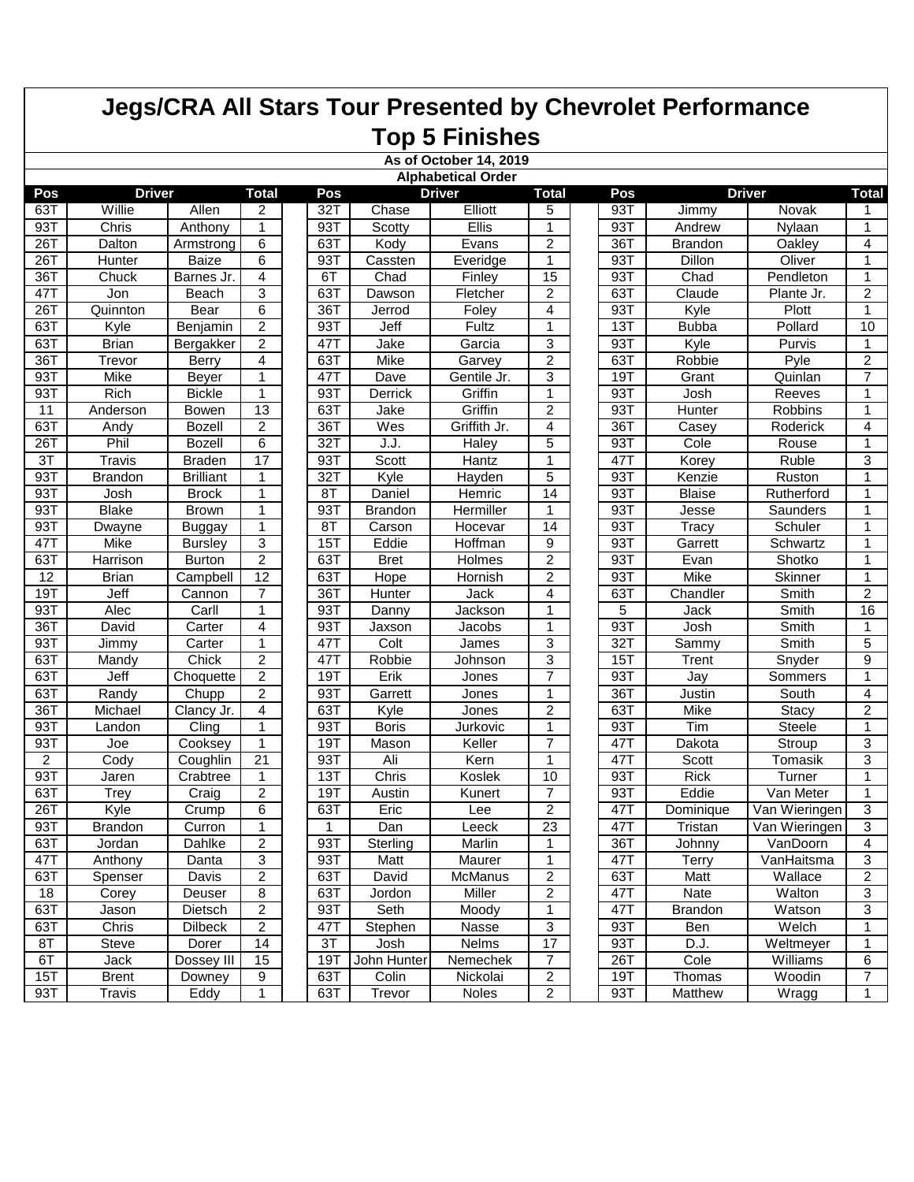# Jegs/CRA All Stars Tour Presented by Chevrolet Performance

## Top 5 Finishes

**As of October 14, 2019**

**Alphabetical Order**

| Pos | Driver | | Total | | Pos | Driver | | Total | | Pos | Driver | | Total |
|---|---|---|---|---|---|---|---|---|---|---|---|---|---|
| 63T | Willie | Allen | 2 | | 32T | Chase | Elliott | 5 | | 93T | Jimmy | Novak | 1 |
| 93T | Chris | Anthony | 1 | | 93T | Scotty | Ellis | 1 | | 93T | Andrew | Nylaan | 1 |
| 26T | Dalton | Armstrong | 6 | | 63T | Kody | Evans | 2 | | 36T | Brandon | Oakley | 4 |
| 26T | Hunter | Baize | 6 | | 93T | Cassten | Everidge | 1 | | 93T | Dillon | Oliver | 1 |
| 36T | Chuck | Barnes Jr. | 4 | | 6T | Chad | Finley | 15 | | 93T | Chad | Pendleton | 1 |
| 47T | Jon | Beach | 3 | | 63T | Dawson | Fletcher | 2 | | 63T | Claude | Plante Jr. | 2 |
| 26T | Quinnton | Bear | 6 | | 36T | Jerrod | Foley | 4 | | 93T | Kyle | Plott | 1 |
| 63T | Kyle | Benjamin | 2 | | 93T | Jeff | Fultz | 1 | | 13T | Bubba | Pollard | 10 |
| 63T | Brian | Bergakker | 2 | | 47T | Jake | Garcia | 3 | | 93T | Kyle | Purvis | 1 |
| 36T | Trevor | Berry | 4 | | 63T | Mike | Garvey | 2 | | 63T | Robbie | Pyle | 2 |
| 93T | Mike | Beyer | 1 | | 47T | Dave | Gentile Jr. | 3 | | 19T | Grant | Quinlan | 7 |
| 93T | Rich | Bickle | 1 | | 93T | Derrick | Griffin | 1 | | 93T | Josh | Reeves | 1 |
| 11 | Anderson | Bowen | 13 | | 63T | Jake | Griffin | 2 | | 93T | Hunter | Robbins | 1 |
| 63T | Andy | Bozell | 2 | | 36T | Wes | Griffith Jr. | 4 | | 36T | Casey | Roderick | 4 |
| 26T | Phil | Bozell | 6 | | 32T | J.J. | Haley | 5 | | 93T | Cole | Rouse | 1 |
| 3T | Travis | Braden | 17 | | 93T | Scott | Hantz | 1 | | 47T | Korey | Ruble | 3 |
| 93T | Brandon | Brilliant | 1 | | 32T | Kyle | Hayden | 5 | | 93T | Kenzie | Ruston | 1 |
| 93T | Josh | Brock | 1 | | 8T | Daniel | Hemric | 14 | | 93T | Blaise | Rutherford | 1 |
| 93T | Blake | Brown | 1 | | 93T | Brandon | Hermiller | 1 | | 93T | Jesse | Saunders | 1 |
| 93T | Dwayne | Buggay | 1 | | 8T | Carson | Hocevar | 14 | | 93T | Tracy | Schuler | 1 |
| 47T | Mike | Bursley | 3 | | 15T | Eddie | Hoffman | 9 | | 93T | Garrett | Schwartz | 1 |
| 63T | Harrison | Burton | 2 | | 63T | Bret | Holmes | 2 | | 93T | Evan | Shotko | 1 |
| 12 | Brian | Campbell | 12 | | 63T | Hope | Hornish | 2 | | 93T | Mike | Skinner | 1 |
| 19T | Jeff | Cannon | 7 | | 36T | Hunter | Jack | 4 | | 63T | Chandler | Smith | 2 |
| 93T | Alec | Carll | 1 | | 93T | Danny | Jackson | 1 | | 5 | Jack | Smith | 16 |
| 36T | David | Carter | 4 | | 93T | Jaxson | Jacobs | 1 | | 93T | Josh | Smith | 1 |
| 93T | Jimmy | Carter | 1 | | 47T | Colt | James | 3 | | 32T | Sammy | Smith | 5 |
| 63T | Mandy | Chick | 2 | | 47T | Robbie | Johnson | 3 | | 15T | Trent | Snyder | 9 |
| 63T | Jeff | Choquette | 2 | | 19T | Erik | Jones | 7 | | 93T | Jay | Sommers | 1 |
| 63T | Randy | Chupp | 2 | | 93T | Garrett | Jones | 1 | | 36T | Justin | South | 4 |
| 36T | Michael | Clancy Jr. | 4 | | 63T | Kyle | Jones | 2 | | 63T | Mike | Stacy | 2 |
| 93T | Landon | Cling | 1 | | 93T | Boris | Jurkovic | 1 | | 93T | Tim | Steele | 1 |
| 93T | Joe | Cooksey | 1 | | 19T | Mason | Keller | 7 | | 47T | Dakota | Stroup | 3 |
| 2 | Cody | Coughlin | 21 | | 93T | Ali | Kern | 1 | | 47T | Scott | Tomasik | 3 |
| 93T | Jaren | Crabtree | 1 | | 13T | Chris | Koslek | 10 | | 93T | Rick | Turner | 1 |
| 63T | Trey | Craig | 2 | | 19T | Austin | Kunert | 7 | | 93T | Eddie | Van Meter | 1 |
| 26T | Kyle | Crump | 6 | | 63T | Eric | Lee | 2 | | 47T | Dominique | Van Wieringen | 3 |
| 93T | Brandon | Curron | 1 | | 1 | Dan | Leeck | 23 | | 47T | Tristan | Van Wieringen | 3 |
| 63T | Jordan | Dahlke | 2 | | 93T | Sterling | Marlin | 1 | | 36T | Johnny | VanDoorn | 4 |
| 47T | Anthony | Danta | 3 | | 93T | Matt | Maurer | 1 | | 47T | Terry | VanHaitsma | 3 |
| 63T | Spenser | Davis | 2 | | 63T | David | McManus | 2 | | 63T | Matt | Wallace | 2 |
| 18 | Corey | Deuser | 8 | | 63T | Jordon | Miller | 2 | | 47T | Nate | Walton | 3 |
| 63T | Jason | Dietsch | 2 | | 93T | Seth | Moody | 1 | | 47T | Brandon | Watson | 3 |
| 63T | Chris | Dilbeck | 2 | | 47T | Stephen | Nasse | 3 | | 93T | Ben | Welch | 1 |
| 8T | Steve | Dorer | 14 | | 3T | Josh | Nelms | 17 | | 93T | D.J. | Weltmeyer | 1 |
| 6T | Jack | Dossey III | 15 | | 19T | John Hunter | Nemechek | 7 | | 26T | Cole | Williams | 6 |
| 15T | Brent | Downey | 9 | | 63T | Colin | Nickolai | 2 | | 19T | Thomas | Woodin | 7 |
| 93T | Travis | Eddy | 1 | | 63T | Trevor | Noles | 2 | | 93T | Matthew | Wragg | 1 |